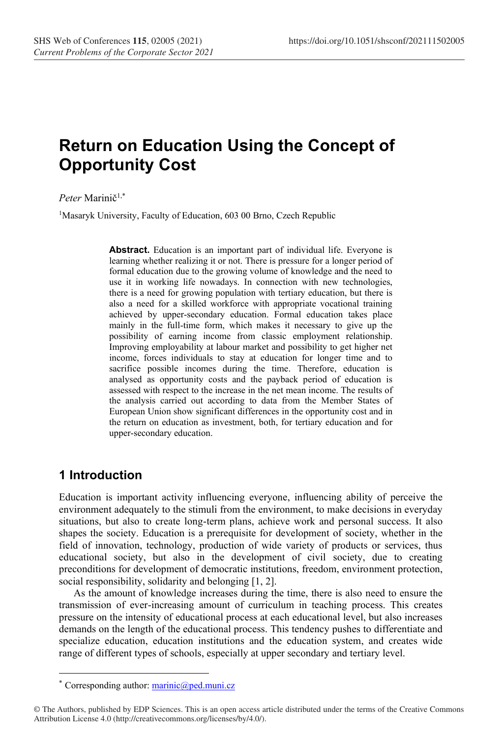# Return on Education Using the Concept of Opportunity Cost

*Peter* Marinič[1,*]

[1]Masaryk University, Faculty of Education, 603 00 Brno, Czech Republic

**Abstract.** Education is an important part of individual life. Everyone is learning whether realizing it or not. There is pressure for a longer period of formal education due to the growing volume of knowledge and the need to use it in working life nowadays. In connection with new technologies, there is a need for growing population with tertiary education, but there is also a need for a skilled workforce with appropriate vocational training achieved by upper-secondary education. Formal education takes place mainly in the full-time form, which makes it necessary to give up the possibility of earning income from classic employment relationship. Improving employability at labour market and possibility to get higher net income, forces individuals to stay at education for longer time and to sacrifice possible incomes during the time. Therefore, education is analysed as opportunity costs and the payback period of education is assessed with respect to the increase in the net mean income. The results of the analysis carried out according to data from the Member States of European Union show significant differences in the opportunity cost and in the return on education as investment, both, for tertiary education and for upper-secondary education.

## 1 Introduction

Education is important activity influencing everyone, influencing ability of perceive the environment adequately to the stimuli from the environment, to make decisions in everyday situations, but also to create long-term plans, achieve work and personal success. It also shapes the society. Education is a prerequisite for development of society, whether in the field of innovation, technology, production of wide variety of products or services, thus educational society, but also in the development of civil society, due to creating preconditions for development of democratic institutions, freedom, environment protection, social responsibility, solidarity and belonging [1, 2].

As the amount of knowledge increases during the time, there is also need to ensure the transmission of ever-increasing amount of curriculum in teaching process. This creates pressure on the intensity of educational process at each educational level, but also increases demands on the length of the educational process. This tendency pushes to differentiate and specialize education, education institutions and the education system, and creates wide range of different types of schools, especially at upper secondary and tertiary level.

[*] Corresponding author: marinic@ped.muni.cz

© The Authors, published by EDP Sciences. This is an open access article distributed under the terms of the Creative Commons Attribution License 4.0 (http://creativecommons.org/licenses/by/4.0/).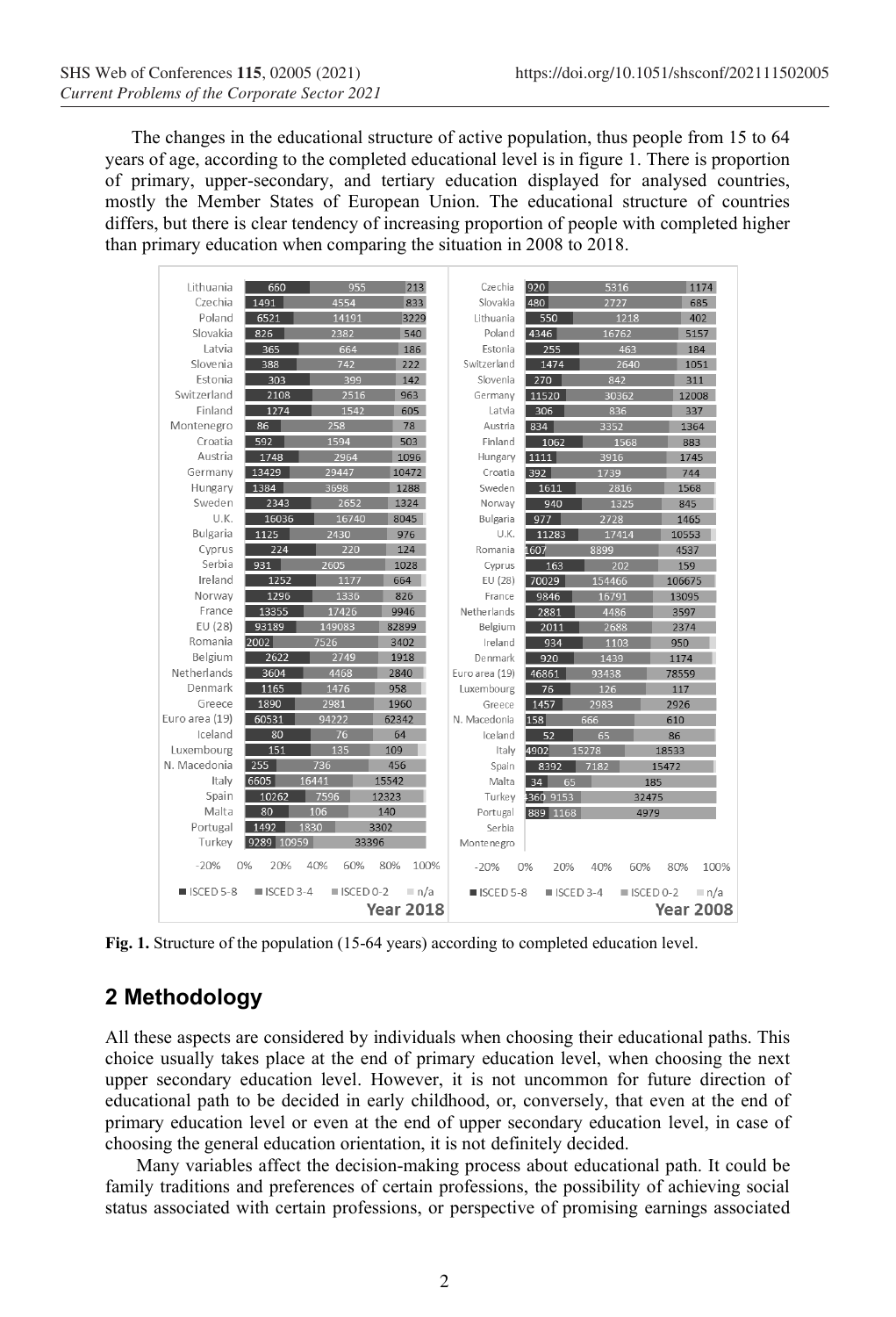The changes in the educational structure of active population, thus people from 15 to 64 years of age, according to the completed educational level is in figure 1. There is proportion of primary, upper-secondary, and tertiary education displayed for analysed countries, mostly the Member States of European Union. The educational structure of countries differs, but there is clear tendency of increasing proportion of people with completed higher than primary education when comparing the situation in 2008 to 2018.

| Year 2018 | ISCED 5-8 | ISCED 3-4 | ISCED 0-2 |
|---|---|---|---|
| Lithuania | 660 | 955 | 213 |
| Czechia | 1491 | 4554 | 833 |
| Poland | 6521 | 14191 | 3229 |
| Slovakia | 826 | 2382 | 540 |
| Latvia | 365 | 664 | 186 |
| Slovenia | 388 | 742 | 222 |
| Estonia | 303 | 399 | 142 |
| Switzerland | 2108 | 2516 | 963 |
| Finland | 1274 | 1542 | 605 |
| Montenegro | 86 | 258 | 78 |
| Croatia | 592 | 1594 | 503 |
| Austria | 1748 | 2964 | 1096 |
| Germany | 13429 | 29447 | 10472 |
| Hungary | 1384 | 3698 | 1288 |
| Sweden | 2343 | 2652 | 1324 |
| U.K. | 16036 | 16740 | 8045 |
| Bulgaria | 1125 | 2430 | 976 |
| Cyprus | 224 | 220 | 124 |
| Serbia | 931 | 2605 | 1028 |
| Ireland | 1252 | 1177 | 664 |
| Norway | 1296 | 1336 | 826 |
| France | 13355 | 17426 | 9946 |
| EU (28) | 93189 | 149083 | 82899 |
| Romania | 2002 | 7526 | 3402 |
| Belgium | 2622 | 2749 | 1918 |
| Netherlands | 3604 | 4468 | 2840 |
| Denmark | 1165 | 1476 | 958 |
| Greece | 1890 | 2981 | 1960 |
| Euro area (19) | 60531 | 94222 | 62342 |
| Iceland | 80 | 76 | 64 |
| Luxembourg | 151 | 135 | 109 |
| N. Macedonia | 255 | 736 | 456 |
| Italy | 6605 | 16441 | 15542 |
| Spain | 10262 | 7596 | 12323 |
| Malta | 80 | 106 | 140 |
| Portugal | 1492 | 1830 | 3302 |
| Turkey | 9289 | 10959 | 33396 |

| Year 2008 | ISCED 5-8 | ISCED 3-4 | ISCED 0-2 |
|---|---|---|---|
| Czechia | 920 | 5316 | 1174 |
| Slovakia | 480 | 2727 | 685 |
| Lithuania | 550 | 1218 | 402 |
| Poland | 4346 | 16762 | 5157 |
| Estonia | 255 | 463 | 184 |
| Switzerland | 1474 | 2640 | 1051 |
| Slovenia | 270 | 842 | 311 |
| Germany | 11520 | 30362 | 12008 |
| Latvia | 306 | 836 | 337 |
| Austria | 834 | 3352 | 1364 |
| Finland | 1062 | 1568 | 883 |
| Hungary | 1111 | 3916 | 1745 |
| Croatia | 392 | 1739 | 744 |
| Sweden | 1611 | 2816 | 1568 |
| Norway | 940 | 1325 | 845 |
| Bulgaria | 977 | 2728 | 1465 |
| U.K. | 11283 | 17414 | 10553 |
| Romania | 1607 | 8899 | 4537 |
| Cyprus | 163 | 202 | 159 |
| EU (28) | 70029 | 154466 | 106675 |
| France | 9846 | 16791 | 13095 |
| Netherlands | 2881 | 4486 | 3597 |
| Belgium | 2011 | 2688 | 2374 |
| Ireland | 934 | 1103 | 950 |
| Denmark | 920 | 1439 | 1174 |
| Euro area (19) | 46861 | 93438 | 78559 |
| Luxembourg | 76 | 126 | 117 |
| Greece | 1457 | 2983 | 2926 |
| N. Macedonia | 158 | 666 | 610 |
| Iceland | 52 | 65 | 86 |
| Italy | 4902 | 15278 | 18533 |
| Spain | 8392 | 7182 | 15472 |
| Malta | 34 | 65 | 185 |
| Turkey | 360 | 9153 | 32475 |
| Portugal | 889 | 1168 | 4979 |
| Serbia | | | |
| Montenegro | | | |

**Fig. 1.** Structure of the population (15-64 years) according to completed education level.

## 2 Methodology

All these aspects are considered by individuals when choosing their educational paths. This choice usually takes place at the end of primary education level, when choosing the next upper secondary education level. However, it is not uncommon for future direction of educational path to be decided in early childhood, or, conversely, that even at the end of primary education level or even at the end of upper secondary education level, in case of choosing the general education orientation, it is not definitely decided.

Many variables affect the decision-making process about educational path. It could be family traditions and preferences of certain professions, the possibility of achieving social status associated with certain professions, or perspective of promising earnings associated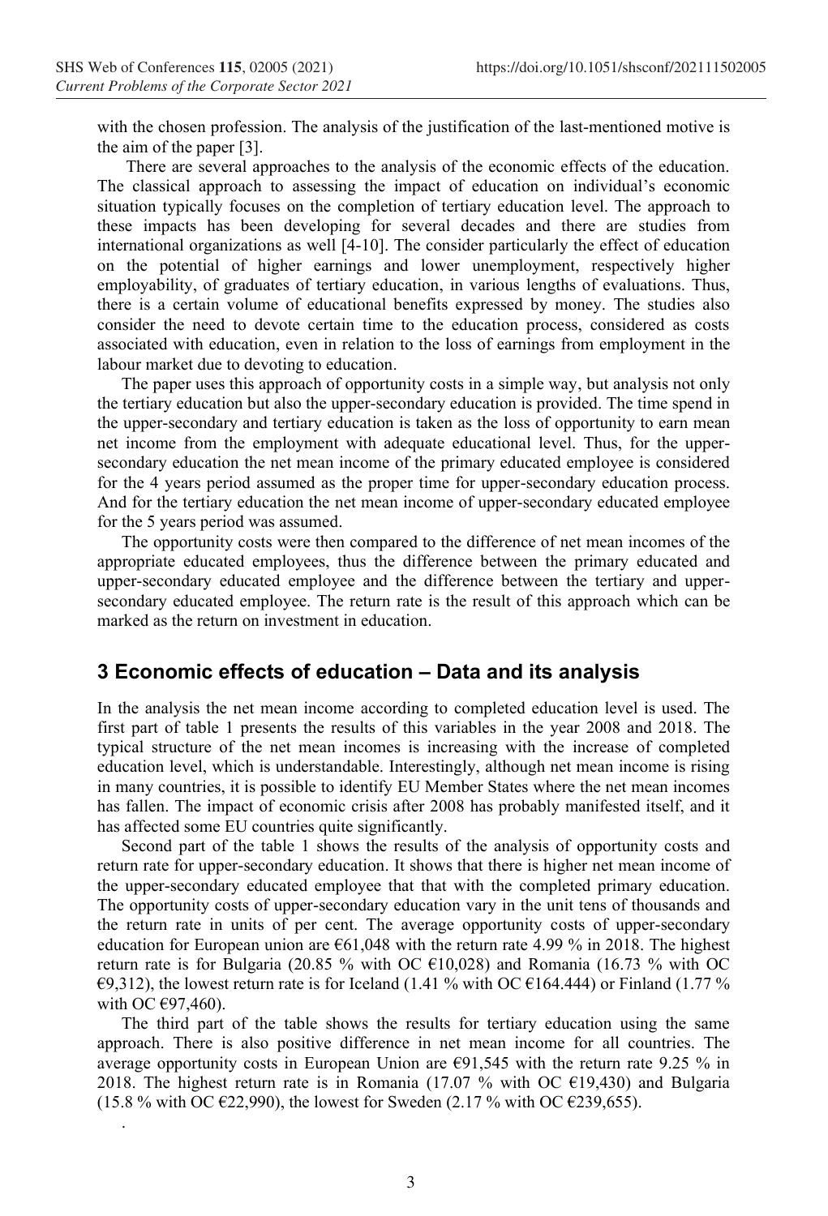with the chosen profession. The analysis of the justification of the last-mentioned motive is the aim of the paper [3].

There are several approaches to the analysis of the economic effects of the education. The classical approach to assessing the impact of education on individual's economic situation typically focuses on the completion of tertiary education level. The approach to these impacts has been developing for several decades and there are studies from international organizations as well [4-10]. The consider particularly the effect of education on the potential of higher earnings and lower unemployment, respectively higher employability, of graduates of tertiary education, in various lengths of evaluations. Thus, there is a certain volume of educational benefits expressed by money. The studies also consider the need to devote certain time to the education process, considered as costs associated with education, even in relation to the loss of earnings from employment in the labour market due to devoting to education.

The paper uses this approach of opportunity costs in a simple way, but analysis not only the tertiary education but also the upper-secondary education is provided. The time spend in the upper-secondary and tertiary education is taken as the loss of opportunity to earn mean net income from the employment with adequate educational level. Thus, for the upper-secondary education the net mean income of the primary educated employee is considered for the 4 years period assumed as the proper time for upper-secondary education process. And for the tertiary education the net mean income of upper-secondary educated employee for the 5 years period was assumed.

The opportunity costs were then compared to the difference of net mean incomes of the appropriate educated employees, thus the difference between the primary educated and upper-secondary educated employee and the difference between the tertiary and upper-secondary educated employee. The return rate is the result of this approach which can be marked as the return on investment in education.

## 3 Economic effects of education – Data and its analysis

In the analysis the net mean income according to completed education level is used. The first part of table 1 presents the results of this variables in the year 2008 and 2018. The typical structure of the net mean incomes is increasing with the increase of completed education level, which is understandable. Interestingly, although net mean income is rising in many countries, it is possible to identify EU Member States where the net mean incomes has fallen. The impact of economic crisis after 2008 has probably manifested itself, and it has affected some EU countries quite significantly.

Second part of the table 1 shows the results of the analysis of opportunity costs and return rate for upper-secondary education. It shows that there is higher net mean income of the upper-secondary educated employee that that with the completed primary education. The opportunity costs of upper-secondary education vary in the unit tens of thousands and the return rate in units of per cent. The average opportunity costs of upper-secondary education for European union are €61,048 with the return rate 4.99 % in 2018. The highest return rate is for Bulgaria (20.85 % with OC €10,028) and Romania (16.73 % with OC €9,312), the lowest return rate is for Iceland (1.41 % with OC €164.444) or Finland (1.77 % with OC €97,460).

The third part of the table shows the results for tertiary education using the same approach. There is also positive difference in net mean income for all countries. The average opportunity costs in European Union are €91,545 with the return rate 9.25 % in 2018. The highest return rate is in Romania (17.07 % with OC €19,430) and Bulgaria (15.8 % with OC €22,990), the lowest for Sweden (2.17 % with OC €239,655).

.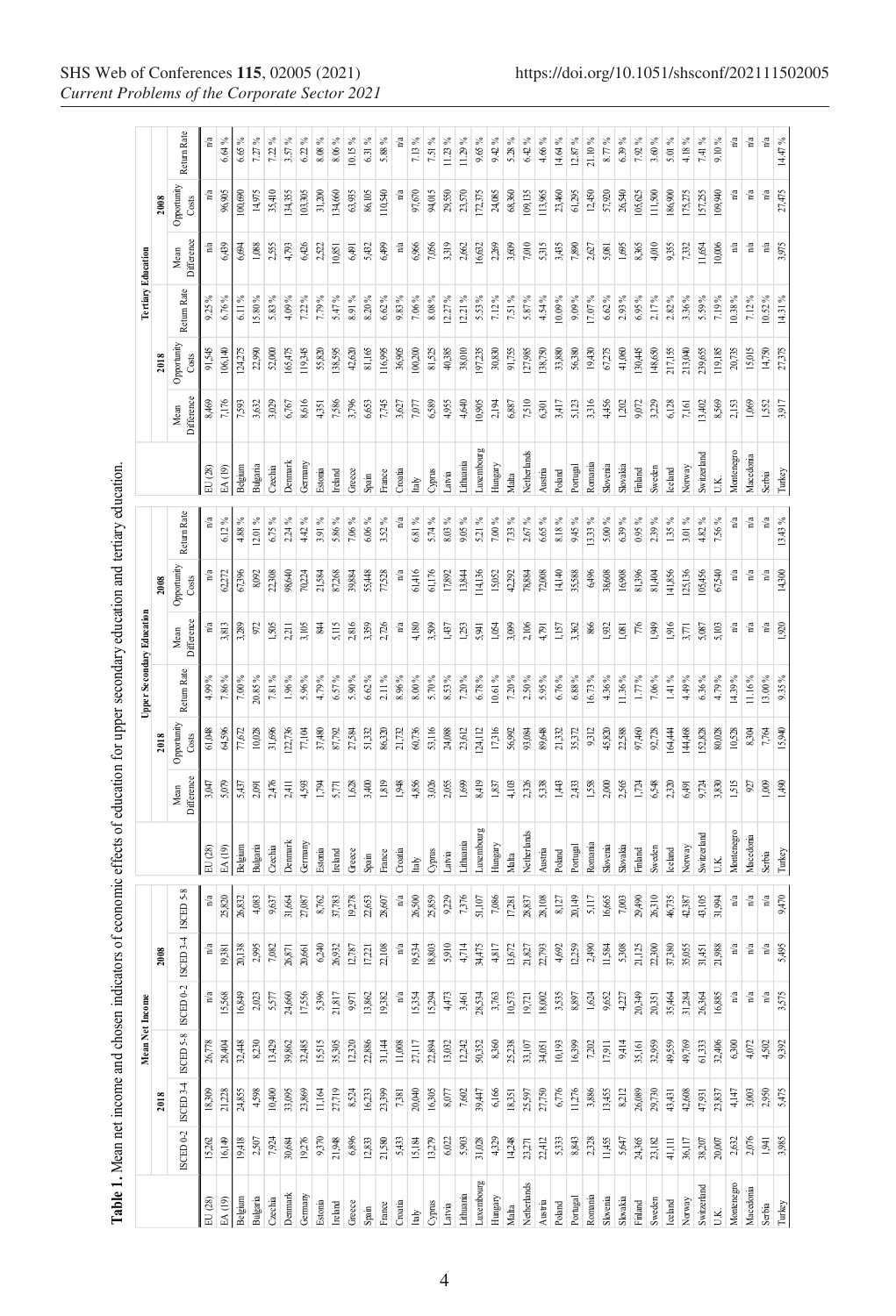**Table 1.** Mean net income and chosen indicators of economic effects of education for upper secondary education and tertiary education.

| | Mean Net Income | | | | | | Upper Secondary Education | | | | | | Tertiary Education | | | | | |
|---|---|---|---|---|---|---|---|---|---|---|---|---|---|---|---|---|---|---|
| | 2018 | | | 2008 | | | 2018 | | | 2008 | | | 2018 | | | 2008 | | |
| | ISCED 0-2 | ISCED 3-4 | ISCED 5-8 | ISCED 0-2 | ISCED 3-4 | ISCED 5-8 | Mean Difference | Opportunity Costs | Return Rate | Mean Difference | Opportunity Costs | Return Rate | Mean Difference | Opportunity Costs | Return Rate | Mean Difference | Opportunity Costs | Return Rate |
| EU (28) | 15,262 | 18,309 | 26,778 | n/a | n/a | n/a | 3,047 | 61,048 | 4.99 % | n/a | n/a | n/a | 8,469 | 91,545 | 9.25 % | n/a | n/a | n/a |
| EA (19) | 16,149 | 21,228 | 28,404 | 15,568 | 19,381 | 25,820 | 5,079 | 64,596 | 7.86 % | 3,813 | 62,272 | 6.12 % | 7,176 | 106,140 | 6.76 % | 6,439 | 96,905 | 6.64 % |
| Belgium | 19,418 | 24,855 | 32,448 | 16,849 | 20,138 | 26,832 | 5,437 | 77,672 | 7.00 % | 3,289 | 67,396 | 4.88 % | 7,593 | 124,275 | 6.11 % | 6,694 | 100,690 | 6.65 % |
| Bulgaria | 2,507 | 4,598 | 8,230 | 2,023 | 2,995 | 4,083 | 2,091 | 10,028 | 20.85 % | 972 | 8,092 | 12.01 % | 3,632 | 22,990 | 15.80 % | 1,088 | 14,975 | 7.27 % |
| Czechia | 7,924 | 10,400 | 13,429 | 5,577 | 7,082 | 9,637 | 2,476 | 31,696 | 7.81 % | 1,505 | 22,308 | 6.75 % | 3,029 | 52,000 | 5.83 % | 2,555 | 35,410 | 7.22 % |
| Denmark | 30,684 | 33,095 | 39,862 | 24,660 | 26,871 | 31,664 | 2,411 | 122,736 | 1.96 % | 2,211 | 98,640 | 2.24 % | 6,767 | 165,475 | 4.09 % | 4,793 | 134,355 | 3.57 % |
| Germany | 19,276 | 23,869 | 32,485 | 17,556 | 20,661 | 27,087 | 4,593 | 77,104 | 5.96 % | 3,105 | 70,224 | 4.42 % | 8,616 | 119,345 | 7.22 % | 6,426 | 103,305 | 6.22 % |
| Estonia | 9,370 | 11,164 | 15,515 | 5,396 | 6,240 | 8,762 | 1,794 | 37,480 | 4.79 % | 844 | 21,584 | 3.91 % | 4,351 | 55,820 | 7.79 % | 2,522 | 31,200 | 8.08 % |
| Ireland | 21,948 | 27,719 | 35,305 | 21,817 | 26,932 | 37,783 | 5,771 | 87,792 | 6.57 % | 5,115 | 87,268 | 5.86 % | 7,586 | 138,595 | 5.47 % | 10,851 | 134,660 | 8.06 % |
| Greece | 6,896 | 8,524 | 12,320 | 9,971 | 12,787 | 19,278 | 1,628 | 27,584 | 5.90 % | 2,816 | 39,884 | 7.06 % | 3,796 | 42,620 | 8.91 % | 6,491 | 63,955 | 10.15 % |
| Spain | 12,833 | 16,223 | 22,886 | 13,862 | 17,221 | 22,653 | 3,400 | 51,332 | 6.62 % | 3,359 | 55,448 | 6.06 % | 6,653 | 81,165 | 8.20 % | 5,432 | 86,105 | 6.31 % |
| France | 21,580 | 23,399 | 31,144 | 19,382 | 22,108 | 28,607 | 1,819 | 86,320 | 2.11 % | 2,726 | 77,528 | 3.52 % | 7,745 | 116,995 | 6.62 % | 6,499 | 110,540 | 5.88 % |
| Croatia | 5,433 | 7,381 | 11,008 | n/a | n/a | n/a | 1,948 | 21,732 | 8.96 % | n/a | n/a | n/a | 3,627 | 36,905 | 9.83 % | n/a | n/a | n/a |
| Italy | 15,184 | 20,040 | 27,117 | 15,354 | 19,534 | 26,500 | 4,856 | 60,736 | 8.00 % | 4,180 | 61,416 | 6.81 % | 7,077 | 100,200 | 7.06 % | 6,966 | 97,670 | 7.13 % |
| Cyprus | 13,279 | 16,305 | 22,894 | 15,294 | 18,803 | 25,859 | 3,026 | 53,116 | 5.70 % | 3,509 | 61,176 | 5.74 % | 6,589 | 81,525 | 8.08 % | 7,056 | 94,015 | 7.51 % |
| Latvia | 6,022 | 8,077 | 13,032 | 4,473 | 5,910 | 9,229 | 2,055 | 24,088 | 8.53 % | 1,437 | 17,892 | 8.03 % | 4,955 | 40,385 | 12.27 % | 3,319 | 29,550 | 11.23 % |
| Lithuania | 5,903 | 7,602 | 12,242 | 3,461 | 4,714 | 7,376 | 1,699 | 23,612 | 7.20 % | 1,253 | 13,844 | 9.05 % | 4,640 | 38,010 | 12.21 % | 2,662 | 23,570 | 11.29 % |
| Luxembourg | 31,028 | 39,447 | 50,352 | 28,534 | 34,475 | 51,107 | 8,419 | 124,112 | 6.78 % | 5,941 | 114,136 | 5.21 % | 10,905 | 197,235 | 5.53 % | 16,632 | 172,375 | 9.65 % |
| Hungary | 4,329 | 6,166 | 8,360 | 3,763 | 4,817 | 7,086 | 1,837 | 17,316 | 10.61 % | 1,054 | 15,052 | 7.00 % | 2,194 | 30,830 | 7.12 % | 2,269 | 24,085 | 9.42 % |
| Malta | 14,248 | 18,351 | 25,238 | 10,573 | 13,672 | 17,281 | 4,103 | 56,992 | 7.20 % | 3,099 | 42,292 | 7.33 % | 6,887 | 91,755 | 7.51 % | 3,609 | 68,360 | 5.28 % |
| Netherlands | 23,271 | 25,597 | 33,107 | 19,721 | 21,827 | 28,837 | 2,326 | 93,084 | 2.50 % | 2,106 | 78,884 | 2.67 % | 7,510 | 127,985 | 5.87 % | 7,010 | 109,135 | 6.42 % |
| Austria | 22,412 | 27,750 | 34,051 | 18,002 | 22,793 | 28,108 | 5,338 | 89,648 | 5.95 % | 4,791 | 72,008 | 6.65 % | 6,301 | 138,750 | 4.54 % | 5,315 | 113,965 | 4.66 % |
| Poland | 5,333 | 6,776 | 10,193 | 3,535 | 4,692 | 8,127 | 1,443 | 21,332 | 6.76 % | 1,157 | 14,140 | 8.18 % | 3,417 | 33,880 | 10.09 % | 3,435 | 23,460 | 14.64 % |
| Portugal | 8,843 | 11,276 | 16,399 | 8,897 | 12,259 | 20,149 | 2,433 | 35,372 | 6.88 % | 3,362 | 35,588 | 9.45 % | 5,123 | 56,380 | 9.09 % | 7,890 | 61,295 | 12.87 % |
| Romania | 2,328 | 3,886 | 7,202 | 1,624 | 2,490 | 5,117 | 1,558 | 9,312 | 16.73 % | 866 | 6,496 | 13.33 % | 3,316 | 19,430 | 17.07 % | 2,627 | 12,450 | 21.10 % |
| Slovenia | 11,455 | 13,455 | 17,911 | 9,652 | 11,584 | 16,665 | 2,000 | 45,820 | 4.36 % | 1,932 | 38,608 | 5.00 % | 4,456 | 67,275 | 6.62 % | 5,081 | 57,920 | 8.77 % |
| Slovakia | 5,647 | 8,212 | 9,414 | 4,227 | 5,308 | 7,003 | 2,565 | 22,588 | 11.36 % | 1,081 | 16,908 | 6.39 % | 1,202 | 41,060 | 2.93 % | 1,695 | 26,540 | 6.39 % |
| Finland | 24,365 | 26,089 | 35,161 | 20,349 | 21,125 | 29,490 | 1,724 | 97,460 | 1.77 % | 776 | 81,396 | 0.95 % | 9,072 | 130,445 | 6.95 % | 8,365 | 105,625 | 7.92 % |
| Sweden | 23,182 | 29,730 | 32,959 | 20,351 | 22,300 | 26,310 | 6,548 | 92,728 | 7.06 % | 1,949 | 81,404 | 2.39 % | 3,229 | 148,650 | 2.17 % | 4,010 | 111,500 | 3.60 % |
| Iceland | 41,111 | 43,431 | 49,559 | 35,464 | 37,380 | 46,735 | 2,320 | 164,444 | 1.41 % | 1,916 | 141,856 | 1.35 % | 6,128 | 217,155 | 2.82 % | 9,355 | 186,900 | 5.01 % |
| Norway | 36,117 | 42,608 | 49,769 | 31,284 | 35,055 | 42,387 | 6,491 | 144,468 | 4.49 % | 3,771 | 125,136 | 3.01 % | 7,161 | 213,040 | 3.36 % | 7,332 | 175,275 | 4.18 % |
| Switzerland | 38,207 | 47,931 | 61,333 | 26,364 | 31,451 | 43,105 | 9,724 | 152,828 | 6.36 % | 5,087 | 105,456 | 4.82 % | 13,402 | 239,655 | 5.59 % | 11,654 | 157,255 | 7.41 % |
| U.K. | 20,007 | 23,837 | 32,406 | 16,885 | 21,988 | 31,994 | 3,830 | 80,028 | 4.79 % | 5,103 | 67,540 | 7.56 % | 8,569 | 119,185 | 7.19 % | 10,006 | 109,940 | 9.10 % |
| Montenegro | 2,632 | 4,147 | 6,300 | n/a | n/a | n/a | 1,515 | 10,528 | 14.39 % | n/a | n/a | n/a | 2,153 | 20,735 | 10.38 % | n/a | n/a | n/a |
| Macedonia | 2,076 | 3,003 | 4,072 | n/a | n/a | n/a | 927 | 8,304 | 11.16 % | n/a | n/a | n/a | 1,069 | 15,015 | 7.12 % | n/a | n/a | n/a |
| Serbia | 1,941 | 2,950 | 4,502 | n/a | n/a | n/a | 1,009 | 7,764 | 13.00 % | n/a | n/a | n/a | 1,552 | 14,750 | 10.52 % | n/a | n/a | n/a |
| Turkey | 3,985 | 5,475 | 9,392 | 3,575 | 5,495 | 9,470 | 1,490 | 15,940 | 9.35 % | 1,920 | 14,300 | 13.43 % | 3,917 | 27,375 | 14.31 % | 3,975 | 27,475 | 14.47 % |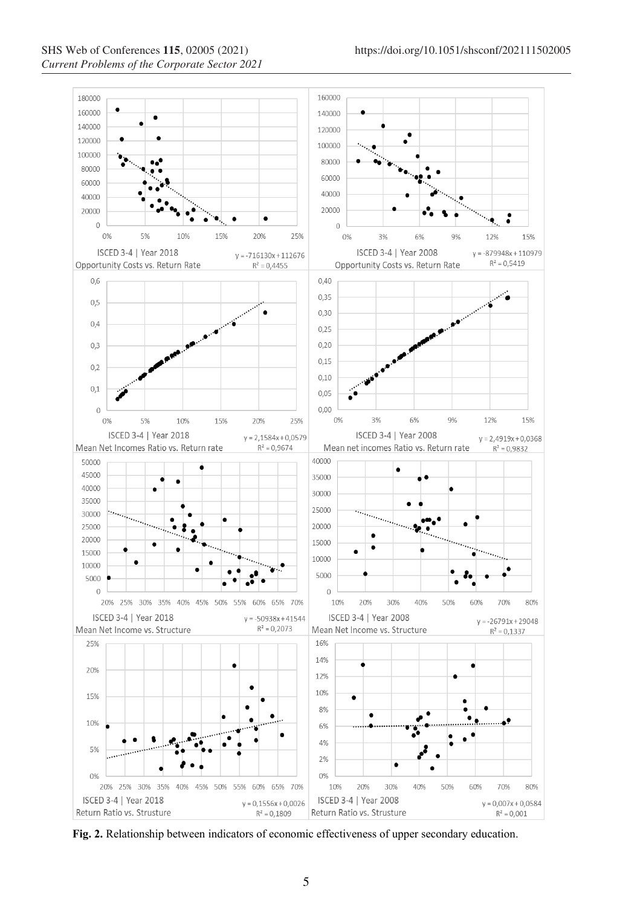**Fig. 2.** Relationship between indicators of economic effectiveness of upper secondary education.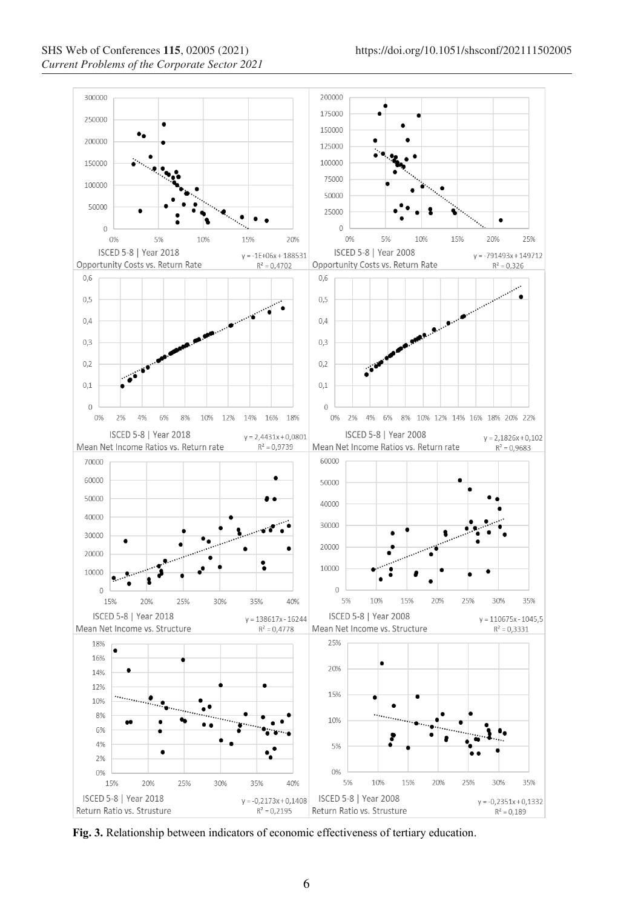Fig. 3. Relationship between indicators of economic effectiveness of tertiary education.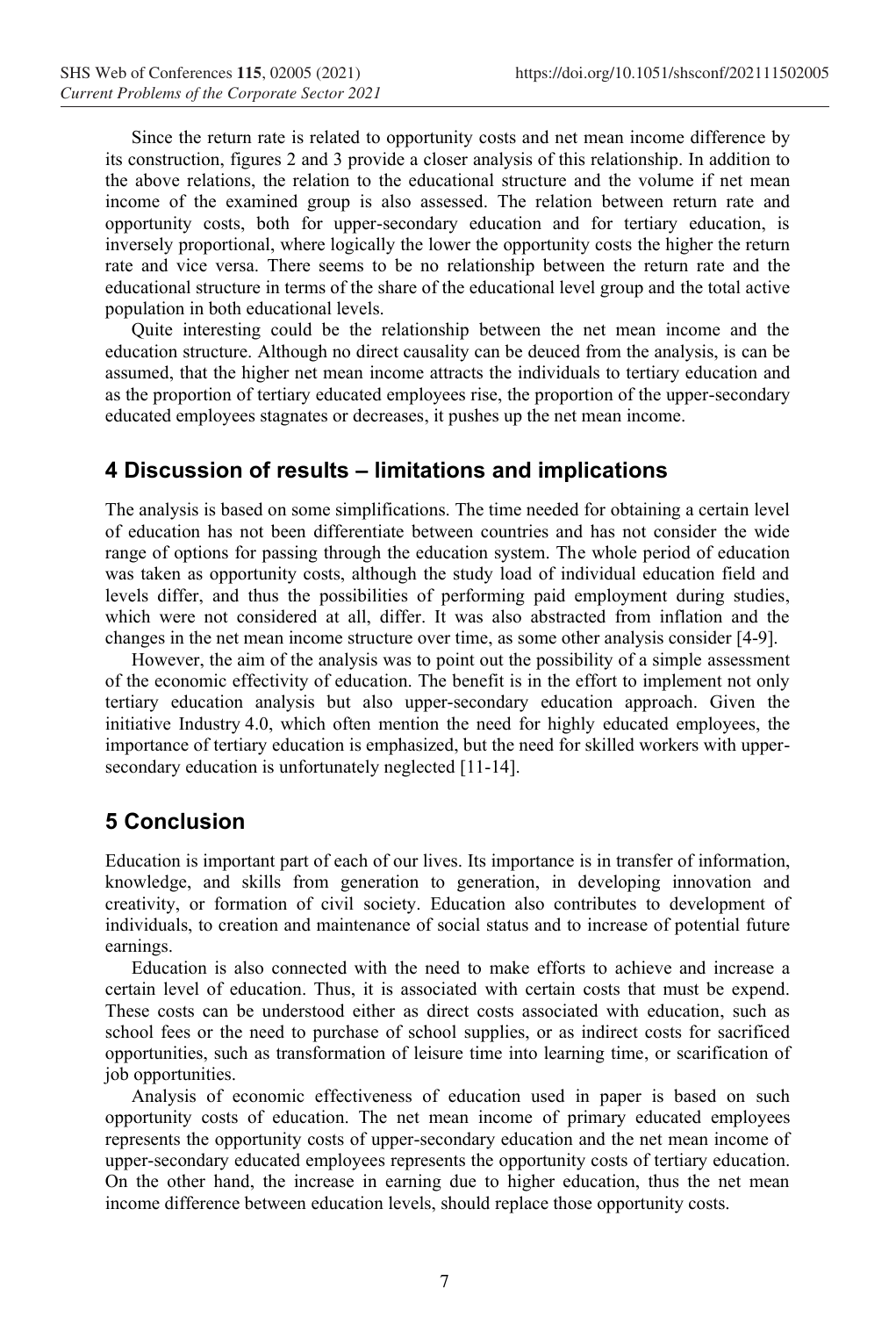Since the return rate is related to opportunity costs and net mean income difference by its construction, figures 2 and 3 provide a closer analysis of this relationship. In addition to the above relations, the relation to the educational structure and the volume if net mean income of the examined group is also assessed. The relation between return rate and opportunity costs, both for upper-secondary education and for tertiary education, is inversely proportional, where logically the lower the opportunity costs the higher the return rate and vice versa. There seems to be no relationship between the return rate and the educational structure in terms of the share of the educational level group and the total active population in both educational levels.

Quite interesting could be the relationship between the net mean income and the education structure. Although no direct causality can be deuced from the analysis, is can be assumed, that the higher net mean income attracts the individuals to tertiary education and as the proportion of tertiary educated employees rise, the proportion of the upper-secondary educated employees stagnates or decreases, it pushes up the net mean income.

## 4 Discussion of results – limitations and implications

The analysis is based on some simplifications. The time needed for obtaining a certain level of education has not been differentiate between countries and has not consider the wide range of options for passing through the education system. The whole period of education was taken as opportunity costs, although the study load of individual education field and levels differ, and thus the possibilities of performing paid employment during studies, which were not considered at all, differ. It was also abstracted from inflation and the changes in the net mean income structure over time, as some other analysis consider [4-9].

However, the aim of the analysis was to point out the possibility of a simple assessment of the economic effectivity of education. The benefit is in the effort to implement not only tertiary education analysis but also upper-secondary education approach. Given the initiative Industry 4.0, which often mention the need for highly educated employees, the importance of tertiary education is emphasized, but the need for skilled workers with upper-secondary education is unfortunately neglected [11-14].

## 5 Conclusion

Education is important part of each of our lives. Its importance is in transfer of information, knowledge, and skills from generation to generation, in developing innovation and creativity, or formation of civil society. Education also contributes to development of individuals, to creation and maintenance of social status and to increase of potential future earnings.

Education is also connected with the need to make efforts to achieve and increase a certain level of education. Thus, it is associated with certain costs that must be expend. These costs can be understood either as direct costs associated with education, such as school fees or the need to purchase of school supplies, or as indirect costs for sacrificed opportunities, such as transformation of leisure time into learning time, or scarification of job opportunities.

Analysis of economic effectiveness of education used in paper is based on such opportunity costs of education. The net mean income of primary educated employees represents the opportunity costs of upper-secondary education and the net mean income of upper-secondary educated employees represents the opportunity costs of tertiary education. On the other hand, the increase in earning due to higher education, thus the net mean income difference between education levels, should replace those opportunity costs.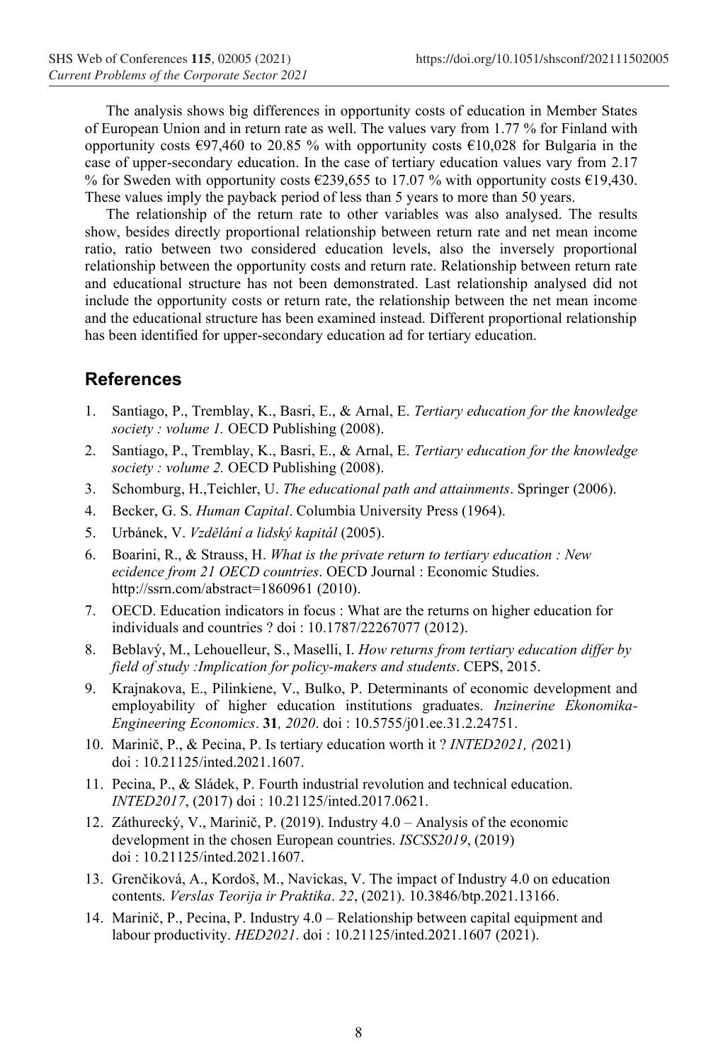The analysis shows big differences in opportunity costs of education in Member States of European Union and in return rate as well. The values vary from 1.77 % for Finland with opportunity costs €97,460 to 20.85 % with opportunity costs €10,028 for Bulgaria in the case of upper-secondary education. In the case of tertiary education values vary from 2.17 % for Sweden with opportunity costs €239,655 to 17.07 % with opportunity costs €19,430. These values imply the payback period of less than 5 years to more than 50 years.

The relationship of the return rate to other variables was also analysed. The results show, besides directly proportional relationship between return rate and net mean income ratio, ratio between two considered education levels, also the inversely proportional relationship between the opportunity costs and return rate. Relationship between return rate and educational structure has not been demonstrated. Last relationship analysed did not include the opportunity costs or return rate, the relationship between the net mean income and the educational structure has been examined instead. Different proportional relationship has been identified for upper-secondary education ad for tertiary education.

## References

1. Santiago, P., Tremblay, K., Basri, E., & Arnal, E. *Tertiary education for the knowledge society : volume 1.* OECD Publishing (2008).
2. Santiago, P., Tremblay, K., Basri, E., & Arnal, E. *Tertiary education for the knowledge society : volume 2.* OECD Publishing (2008).
3. Schomburg, H.,Teichler, U. *The educational path and attainments*. Springer (2006).
4. Becker, G. S. *Human Capital*. Columbia University Press (1964).
5. Urbánek, V. *Vzdělání a lidský kapitál* (2005).
6. Boarini, R., & Strauss, H. *What is the private return to tertiary education : New ecidence from 21 OECD countries*. OECD Journal : Economic Studies. http://ssrn.com/abstract=1860961 (2010).
7. OECD. Education indicators in focus : What are the returns on higher education for individuals and countries ? doi : 10.1787/22267077 (2012).
8. Beblavý, M., Lehouelleur, S., Maselli, I. *How returns from tertiary education differ by field of study :Implication for policy-makers and students*. CEPS, 2015.
9. Krajnakova, E., Pilinkiene, V., Bulko, P. Determinants of economic development and employability of higher education institutions graduates. *Inzinerine Ekonomika-Engineering Economics*. **31***, 2020*. doi : 10.5755/j01.ee.31.2.24751.
10. Marinič, P., & Pecina, P. Is tertiary education worth it ? *INTED2021, (*2021) doi : 10.21125/inted.2021.1607.
11. Pecina, P., & Sládek, P. Fourth industrial revolution and technical education. *INTED2017*, (2017) doi : 10.21125/inted.2017.0621.
12. Záthurecký, V., Marinič, P. (2019). Industry 4.0 – Analysis of the economic development in the chosen European countries. *ISCSS2019*, (2019) doi : 10.21125/inted.2021.1607.
13. Grenčiková, A., Kordoš, M., Navickas, V. The impact of Industry 4.0 on education contents. *Verslas Teorija ir Praktika*. *22*, (2021). 10.3846/btp.2021.13166.
14. Marinič, P., Pecina, P. Industry 4.0 – Relationship between capital equipment and labour productivity. *HED2021*. doi : 10.21125/inted.2021.1607 (2021).